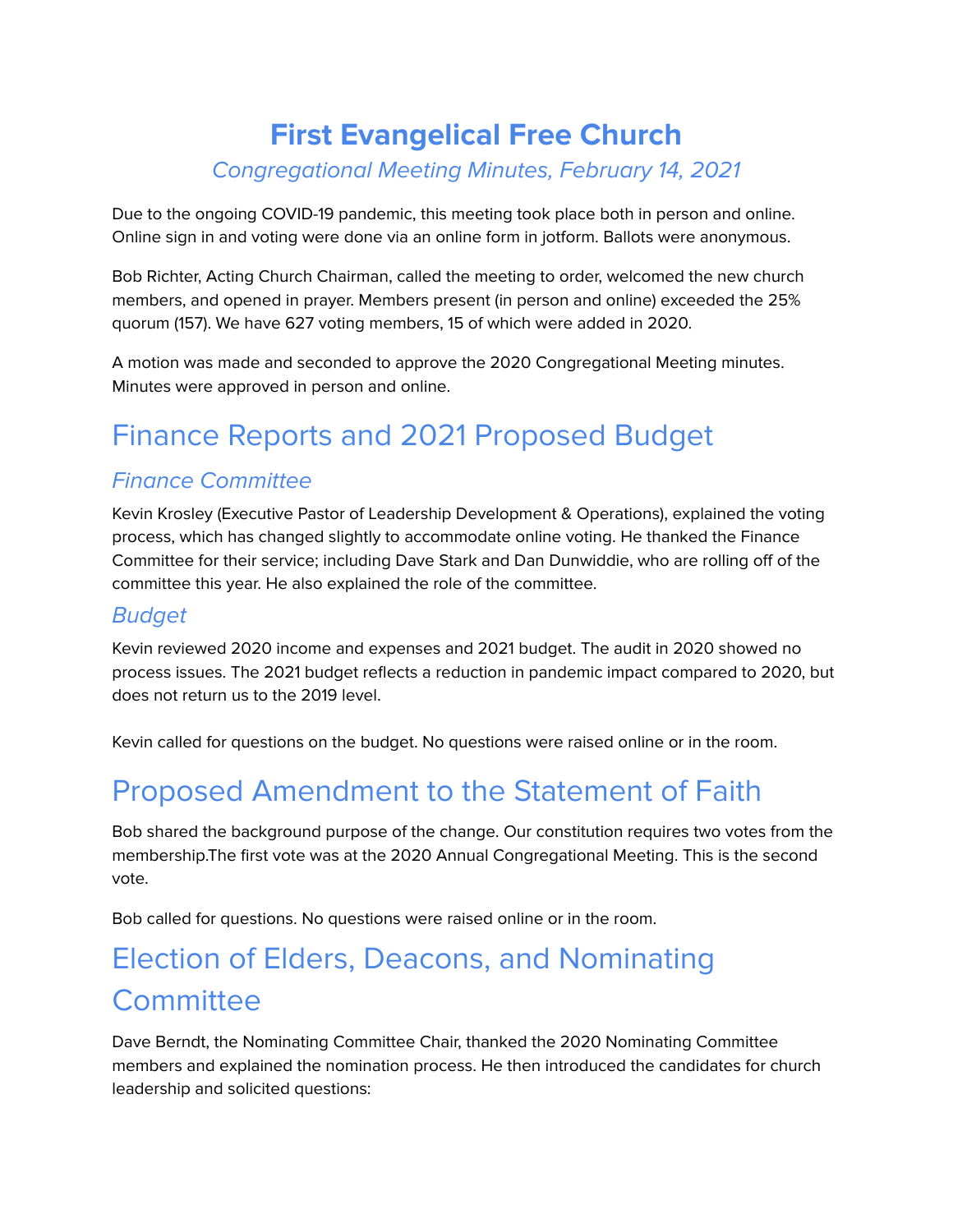# First Evangelical Free Church

*Congregational Meeting Minutes, February 14, 2021*

Due to the ongoing COVID-19 pandemic, this meeting took place both in person and online. Online sign in and voting were done via an online form in jotform. Ballots were anonymous.

Bob Richter, Acting Church Chairman, called the meeting to order, welcomed the new church members, and opened in prayer. Members present (in person and online) exceeded the 25% quorum (157). We have 627 voting members, 15 of which were added in 2020.

A motion was made and seconded to approve the 2020 Congregational Meeting minutes. Minutes were approved in person and online.

## Finance Reports and 2021 Proposed Budget

### *Finance Committee*

Kevin Krosley (Executive Pastor of Leadership Development & Operations), explained the voting process, which has changed slightly to accommodate online voting. He thanked the Finance Committee for their service; including Dave Stark and Dan Dunwiddie, who are rolling off of the committee this year. He also explained the role of the committee.

### *Budget*

Kevin reviewed 2020 income and expenses and 2021 budget. The audit in 2020 showed no process issues. The 2021 budget reflects a reduction in pandemic impact compared to 2020, but does not return us to the 2019 level.

Kevin called for questions on the budget. No questions were raised online or in the room.

## Proposed Amendment to the Statement of Faith

Bob shared the background purpose of the change. Our constitution requires two votes from the membership.The first vote was at the 2020 Annual Congregational Meeting. This is the second vote.

Bob called for questions. No questions were raised online or in the room.

## Election of Elders, Deacons, and Nominating Committee

Dave Berndt, the Nominating Committee Chair, thanked the 2020 Nominating Committee members and explained the nomination process. He then introduced the candidates for church leadership and solicited questions: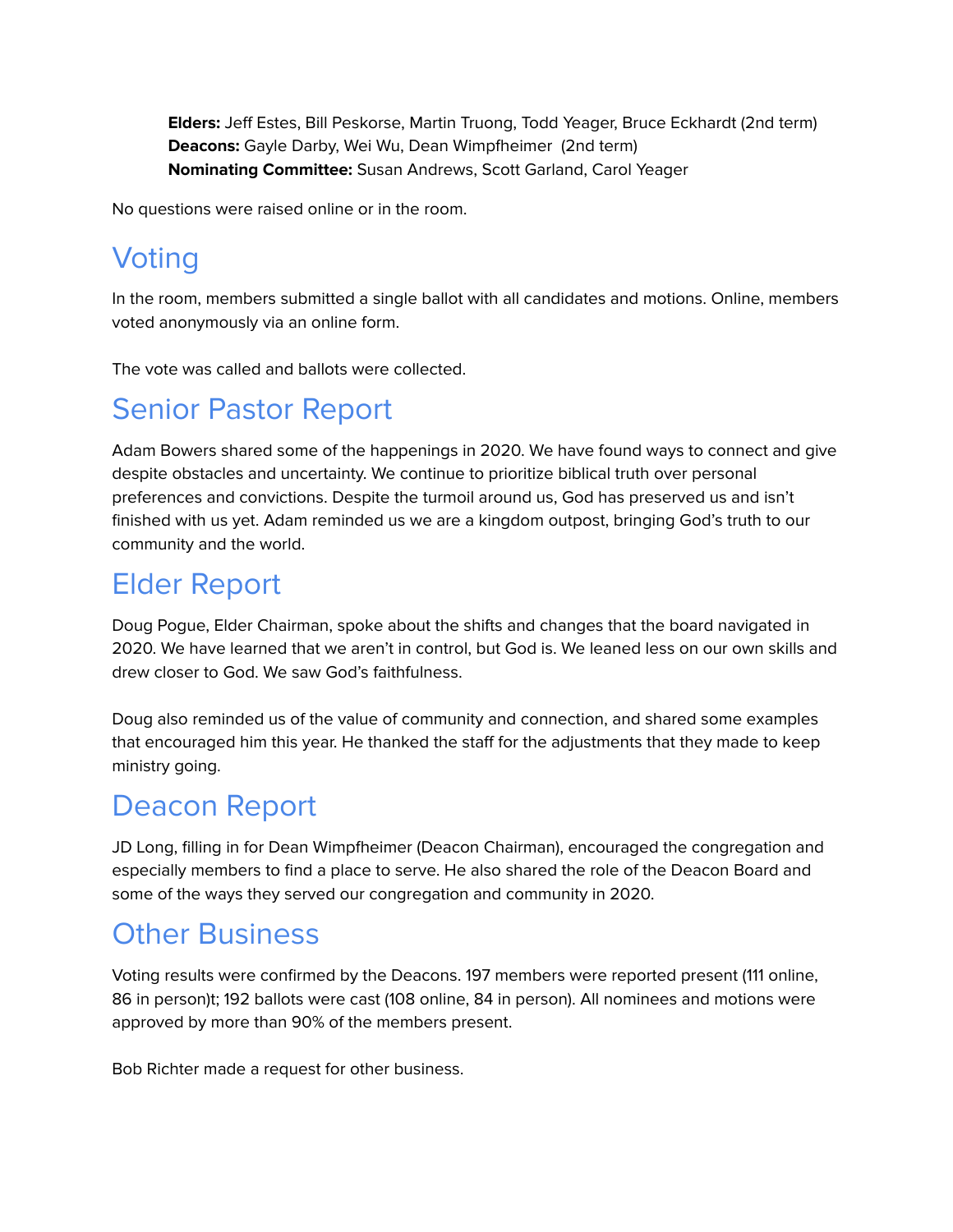**Elders:** Jeff Estes, Bill Peskorse, Martin Truong, Todd Yeager, Bruce Eckhardt (2nd term)
**Deacons:** Gayle Darby, Wei Wu, Dean Wimpfheimer (2nd term)
**Nominating Committee:** Susan Andrews, Scott Garland, Carol Yeager

No questions were raised online or in the room.

# Voting

In the room, members submitted a single ballot with all candidates and motions. Online, members voted anonymously via an online form.

The vote was called and ballots were collected.

# Senior Pastor Report

Adam Bowers shared some of the happenings in 2020. We have found ways to connect and give despite obstacles and uncertainty. We continue to prioritize biblical truth over personal preferences and convictions. Despite the turmoil around us, God has preserved us and isn't finished with us yet. Adam reminded us we are a kingdom outpost, bringing God's truth to our community and the world.

# Elder Report

Doug Pogue, Elder Chairman, spoke about the shifts and changes that the board navigated in 2020. We have learned that we aren't in control, but God is. We leaned less on our own skills and drew closer to God. We saw God's faithfulness.

Doug also reminded us of the value of community and connection, and shared some examples that encouraged him this year. He thanked the staff for the adjustments that they made to keep ministry going.

# Deacon Report

JD Long, filling in for Dean Wimpfheimer (Deacon Chairman), encouraged the congregation and especially members to find a place to serve. He also shared the role of the Deacon Board and some of the ways they served our congregation and community in 2020.

# Other Business

Voting results were confirmed by the Deacons. 197 members were reported present (111 online, 86 in person)t; 192 ballots were cast (108 online, 84 in person). All nominees and motions were approved by more than 90% of the members present.

Bob Richter made a request for other business.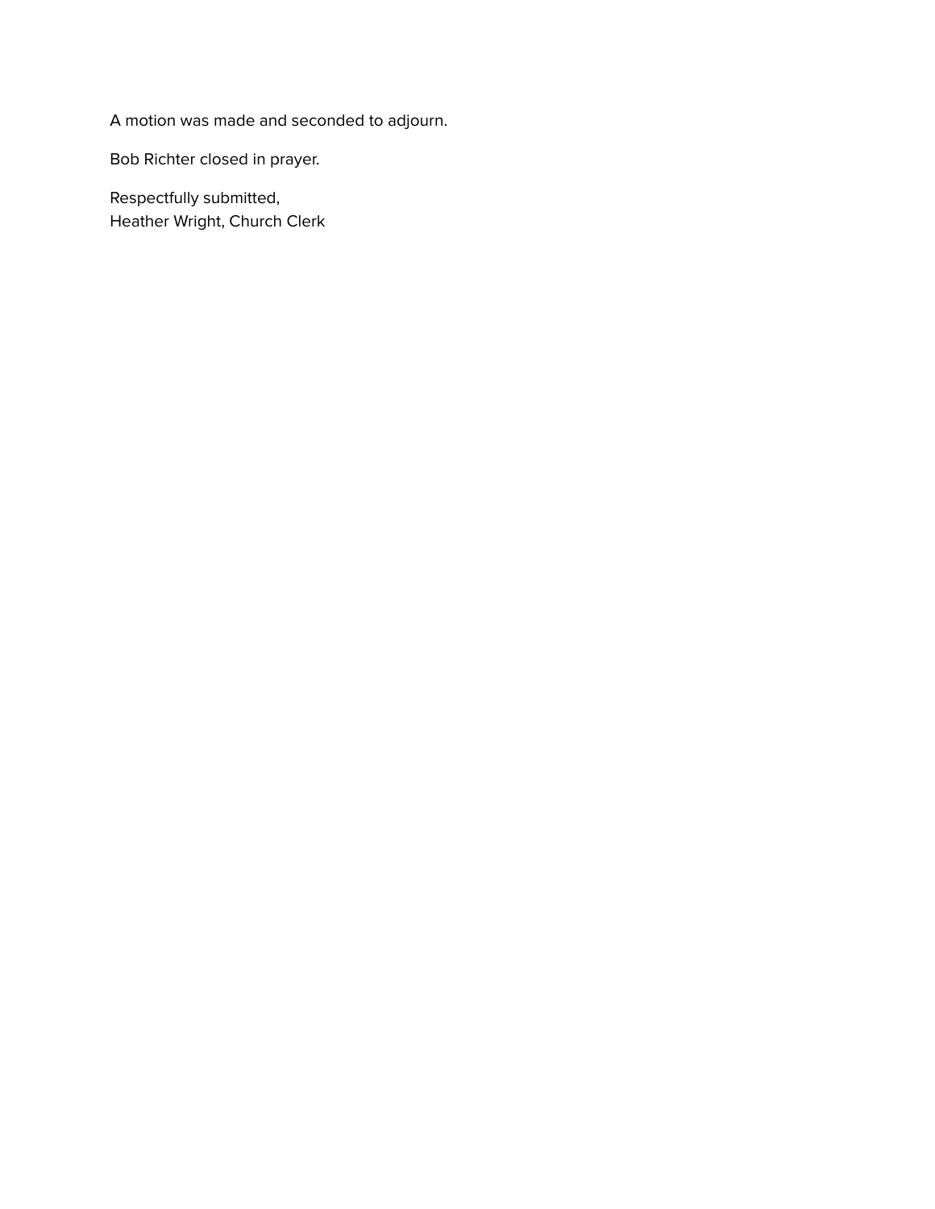A motion was made and seconded to adjourn.

Bob Richter closed in prayer.

Respectfully submitted,
Heather Wright, Church Clerk